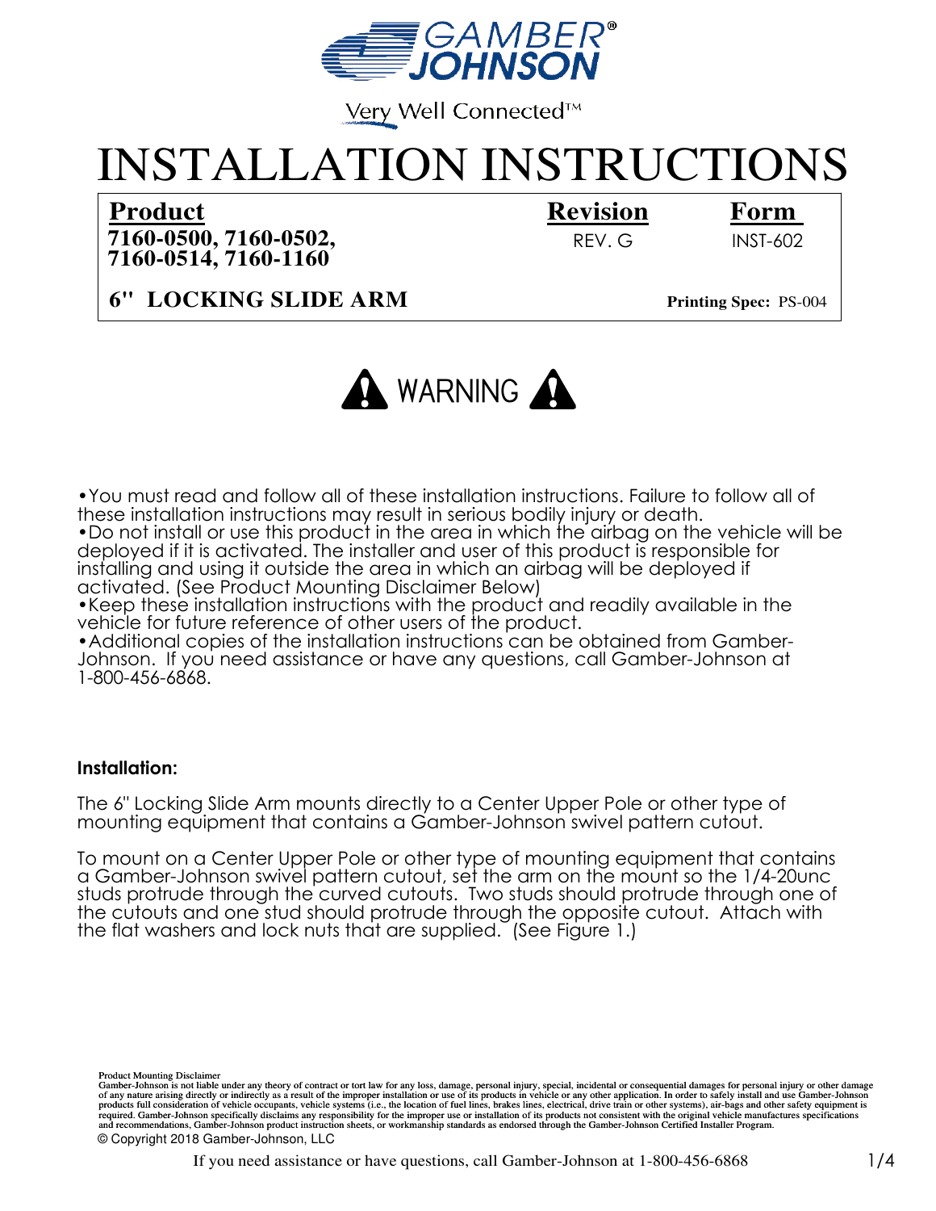GAMBER JOHNSON

Very Well Connected™

# INSTALLATION INSTRUCTIONS

| **Product** | **Revision** | **Form** |
| --- | --- | --- |
| **7160-0500, 7160-0502, 7160-0514, 7160-1160** | REV. G | INST-602 |
| **6" LOCKING SLIDE ARM** | | **Printing Spec:** PS-004 |

## WARNING

- You must read and follow all of these installation instructions. Failure to follow all of these installation instructions may result in serious bodily injury or death.
- Do not install or use this product in the area in which the airbag on the vehicle will be deployed if it is activated. The installer and user of this product is responsible for installing and using it outside the area in which an airbag will be deployed if activated. (See Product Mounting Disclaimer Below)
- Keep these installation instructions with the product and readily available in the vehicle for future reference of other users of the product.
- Additional copies of the installation instructions can be obtained from Gamber-Johnson. If you need assistance or have any questions, call Gamber-Johnson at 1-800-456-6868.

**Installation:**

The 6" Locking Slide Arm mounts directly to a Center Upper Pole or other type of mounting equipment that contains a Gamber-Johnson swivel pattern cutout.

To mount on a Center Upper Pole or other type of mounting equipment that contains a Gamber-Johnson swivel pattern cutout, set the arm on the mount so the 1/4-20unc studs protrude through the curved cutouts. Two studs should protrude through one of the cutouts and one stud should protrude through the opposite cutout. Attach with the flat washers and lock nuts that are supplied. (See Figure 1.)

Product Mounting Disclaimer
Gamber-Johnson is not liable under any theory of contract or tort law for any loss, damage, personal injury, special, incidental or consequential damages for personal injury or other damage of any nature arising directly or indirectly as a result of the improper installation or use of its products in vehicle or any other application. In order to safely install and use Gamber-Johnson products full consideration of vehicle occupants, vehicle systems (i.e., the location of fuel lines, brakes lines, electrical, drive train or other systems), air-bags and other safety equipment is required. Gamber-Johnson specifically disclaims any responsibility for the improper use or installation of its products not consistent with the original vehicle manufactures specifications and recommendations, Gamber-Johnson product instruction sheets, or workmanship standards as endorsed through the Gamber-Johnson Certified Installer Program.

© Copyright 2018 Gamber-Johnson, LLC

If you need assistance or have questions, call Gamber-Johnson at 1-800-456-6868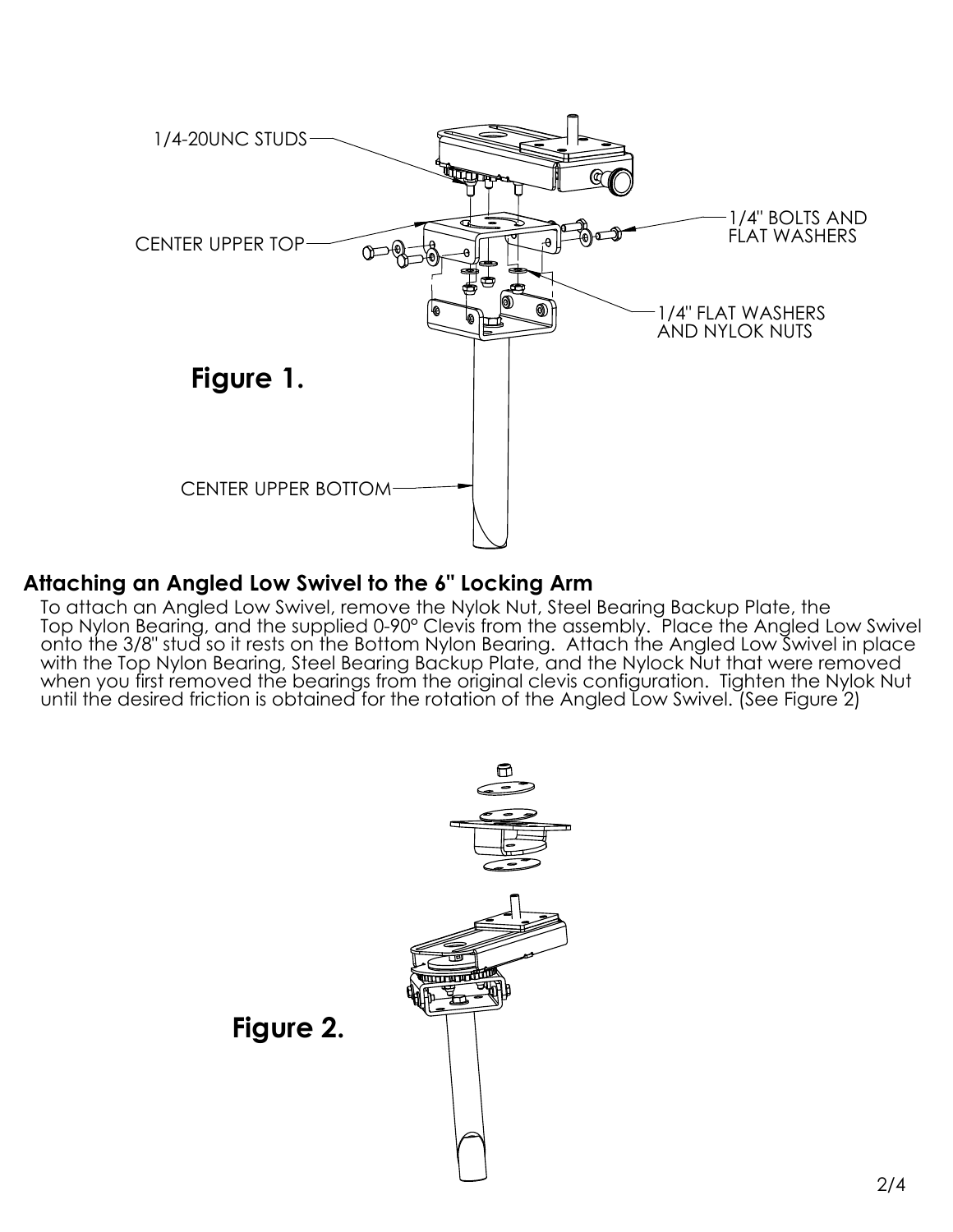1/4-20UNC STUDS

CENTER UPPER TOP

1/4" BOLTS AND FLAT WASHERS

1/4" FLAT WASHERS AND NYLOK NUTS

**Figure 1.**

CENTER UPPER BOTTOM

## Attaching an Angled Low Swivel to the 6" Locking Arm

To attach an Angled Low Swivel, remove the Nylok Nut, Steel Bearing Backup Plate, the Top Nylon Bearing, and the supplied 0-90° Clevis from the assembly. Place the Angled Low Swivel onto the 3/8" stud so it rests on the Bottom Nylon Bearing. Attach the Angled Low Swivel in place with the Top Nylon Bearing, Steel Bearing Backup Plate, and the Nylock Nut that were removed when you first removed the bearings from the original clevis configuration. Tighten the Nylok Nut until the desired friction is obtained for the rotation of the Angled Low Swivel. (See Figure 2)

**Figure 2.**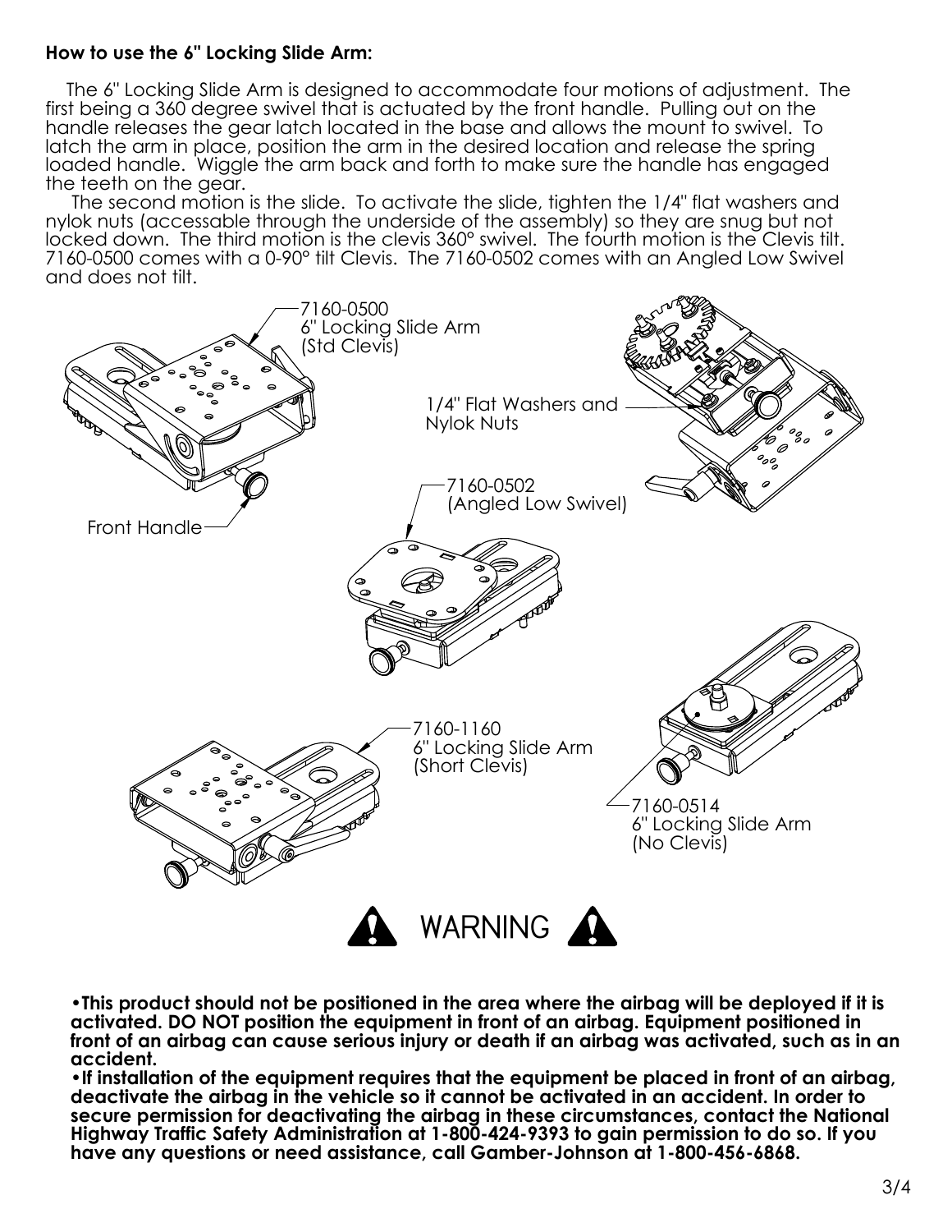**How to use the 6" Locking Slide Arm:**

The 6" Locking Slide Arm is designed to accommodate four motions of adjustment. The first being a 360 degree swivel that is actuated by the front handle. Pulling out on the handle releases the gear latch located in the base and allows the mount to swivel. To latch the arm in place, position the arm in the desired location and release the spring loaded handle. Wiggle the arm back and forth to make sure the handle has engaged the teeth on the gear.

The second motion is the slide. To activate the slide, tighten the 1/4" flat washers and nylok nuts (accessable through the underside of the assembly) so they are snug but not locked down. The third motion is the clevis 360° swivel. The fourth motion is the Clevis tilt. 7160-0500 comes with a 0-90° tilt Clevis. The 7160-0502 comes with an Angled Low Swivel and does not tilt.

7160-0500
6" Locking Slide Arm
(Std Clevis)

Front Handle

1/4" Flat Washers and Nylok Nuts

7160-0502
(Angled Low Swivel)

7160-1160
6" Locking Slide Arm
(Short Clevis)

7160-0514
6" Locking Slide Arm
(No Clevis)

## WARNING

- **This product should not be positioned in the area where the airbag will be deployed if it is activated. DO NOT position the equipment in front of an airbag. Equipment positioned in front of an airbag can cause serious injury or death if an airbag was activated, such as in an accident.**
- **If installation of the equipment requires that the equipment be placed in front of an airbag, deactivate the airbag in the vehicle so it cannot be activated in an accident. In order to secure permission for deactivating the airbag in these circumstances, contact the National Highway Traffic Safety Administration at 1-800-424-9393 to gain permission to do so. If you have any questions or need assistance, call Gamber-Johnson at 1-800-456-6868.**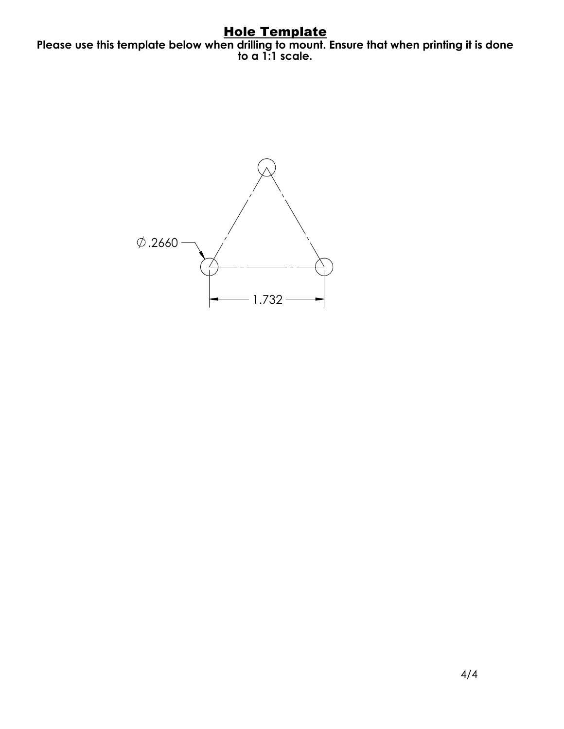# Hole Template

**Please use this template below when drilling to mount. Ensure that when printing it is done to a 1:1 scale.**

∅.2660

1.732